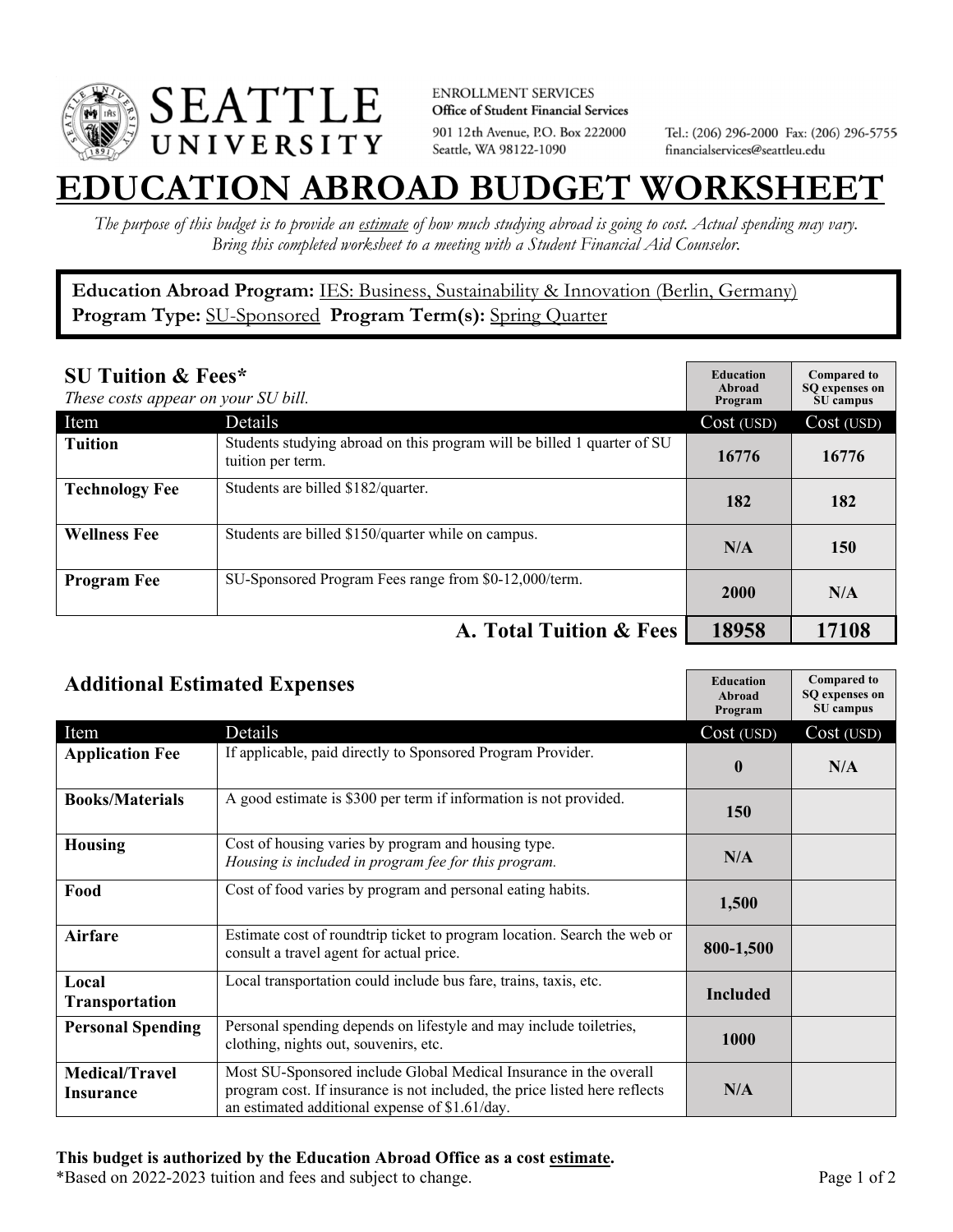SEATTLE UNIVERSITY

ENROLLMENT SERVICES
**Office of Student Financial Services**
901 12th Avenue, P.O. Box 222000
Seattle, WA 98122-1090

Tel.: (206) 296-2000 Fax: (206) 296-5755
financialservices@seattleu.edu

# EDUCATION ABROAD BUDGET WORKSHEET

*The purpose of this budget is to provide an estimate of how much studying abroad is going to cost. Actual spending may vary. Bring this completed worksheet to a meeting with a Student Financial Aid Counselor.*

**Education Abroad Program:** IES: Business, Sustainability & Innovation (Berlin, Germany)
**Program Type:** SU-Sponsored **Program Term(s):** Spring Quarter

## SU Tuition & Fees*

*These costs appear on your SU bill.*

| Item | Details | Education Abroad Program Cost (USD) | Compared to SQ expenses on SU campus Cost (USD) |
|---|---|---|---|
| **Tuition** | Students studying abroad on this program will be billed 1 quarter of SU tuition per term. | 16776 | 16776 |
| **Technology Fee** | Students are billed $182/quarter. | 182 | 182 |
| **Wellness Fee** | Students are billed $150/quarter while on campus. | N/A | 150 |
| **Program Fee** | SU-Sponsored Program Fees range from $0-12,000/term. | 2000 | N/A |
| | **A. Total Tuition & Fees** | **18958** | **17108** |

## Additional Estimated Expenses

| Item | Details | Education Abroad Program Cost (USD) | Compared to SQ expenses on SU campus Cost (USD) |
|---|---|---|---|
| **Application Fee** | If applicable, paid directly to Sponsored Program Provider. | 0 | N/A |
| **Books/Materials** | A good estimate is $300 per term if information is not provided. | 150 | |
| **Housing** | Cost of housing varies by program and housing type. *Housing is included in program fee for this program.* | N/A | |
| **Food** | Cost of food varies by program and personal eating habits. | 1,500 | |
| **Airfare** | Estimate cost of roundtrip ticket to program location. Search the web or consult a travel agent for actual price. | 800-1,500 | |
| **Local Transportation** | Local transportation could include bus fare, trains, taxis, etc. | Included | |
| **Personal Spending** | Personal spending depends on lifestyle and may include toiletries, clothing, nights out, souvenirs, etc. | 1000 | |
| **Medical/Travel Insurance** | Most SU-Sponsored include Global Medical Insurance in the overall program cost. If insurance is not included, the price listed here reflects an estimated additional expense of $1.61/day. | N/A | |

**This budget is authorized by the Education Abroad Office as a cost estimate.**
*Based on 2022-2023 tuition and fees and subject to change.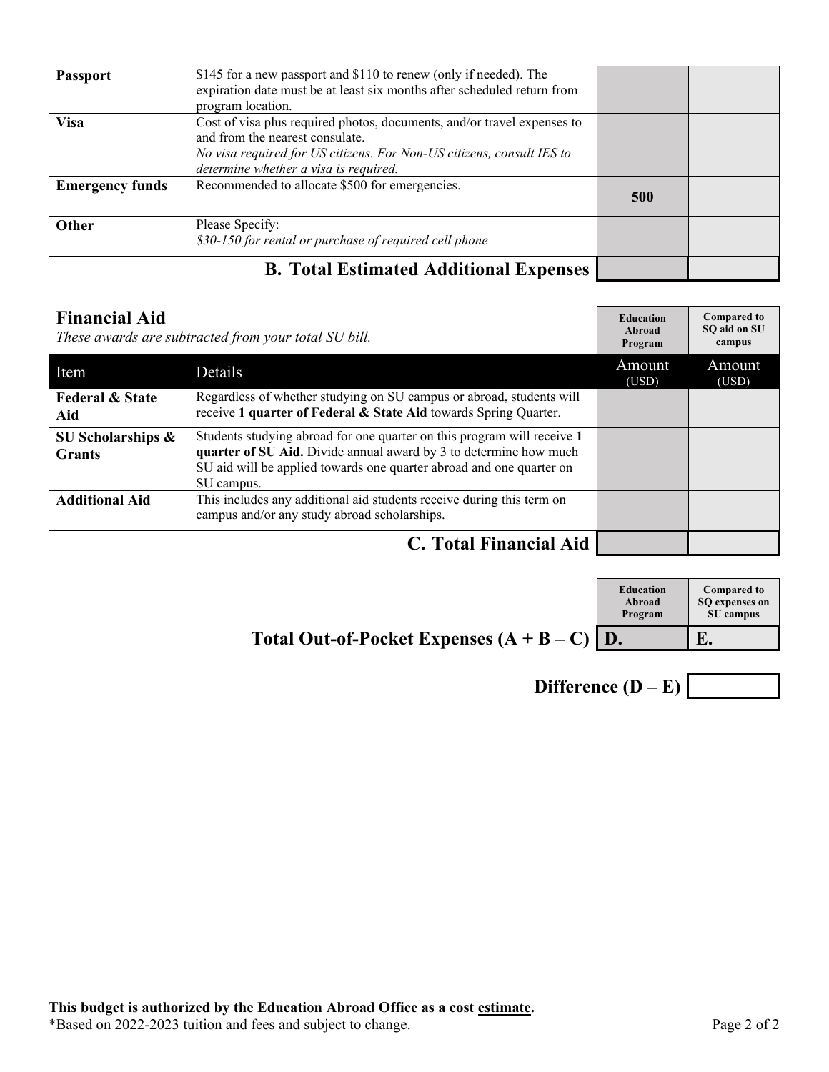| | | | |
|---|---|---|---|
| **Passport** | $145 for a new passport and $110 to renew (only if needed). The expiration date must be at least six months after scheduled return from program location. | | |
| **Visa** | Cost of visa plus required photos, documents, and/or travel expenses to and from the nearest consulate. *No visa required for US citizens. For Non-US citizens, consult IES to determine whether a visa is required.* | | |
| **Emergency funds** | Recommended to allocate $500 for emergencies. | **500** | |
| **Other** | Please Specify: *$30-150 for rental or purchase of required cell phone* | | |
| | **B. Total Estimated Additional Expenses** | | |

## Financial Aid

*These awards are subtracted from your total SU bill.*

| | | **Education Abroad Program** | **Compared to SQ aid on SU campus** |
|---|---|---|---|
| Item | Details | Amount (USD) | Amount (USD) |
| **Federal & State Aid** | Regardless of whether studying on SU campus or abroad, students will receive **1 quarter of Federal & State Aid** towards Spring Quarter. | | |
| **SU Scholarships & Grants** | Students studying abroad for one quarter on this program will receive **1 quarter of SU Aid.** Divide annual award by 3 to determine how much SU aid will be applied towards one quarter abroad and one quarter on SU campus. | | |
| **Additional Aid** | This includes any additional aid students receive during this term on campus and/or any study abroad scholarships. | | |
| | **C. Total Financial Aid** | | |

| | **Education Abroad Program** | **Compared to SQ expenses on SU campus** |
|---|---|---|
| **Total Out-of-Pocket Expenses (A + B – C)** | **D.** | **E.** |

**Difference (D – E)** ______

**This budget is authorized by the Education Abroad Office as a cost estimate.**

*Based on 2022-2023 tuition and fees and subject to change.